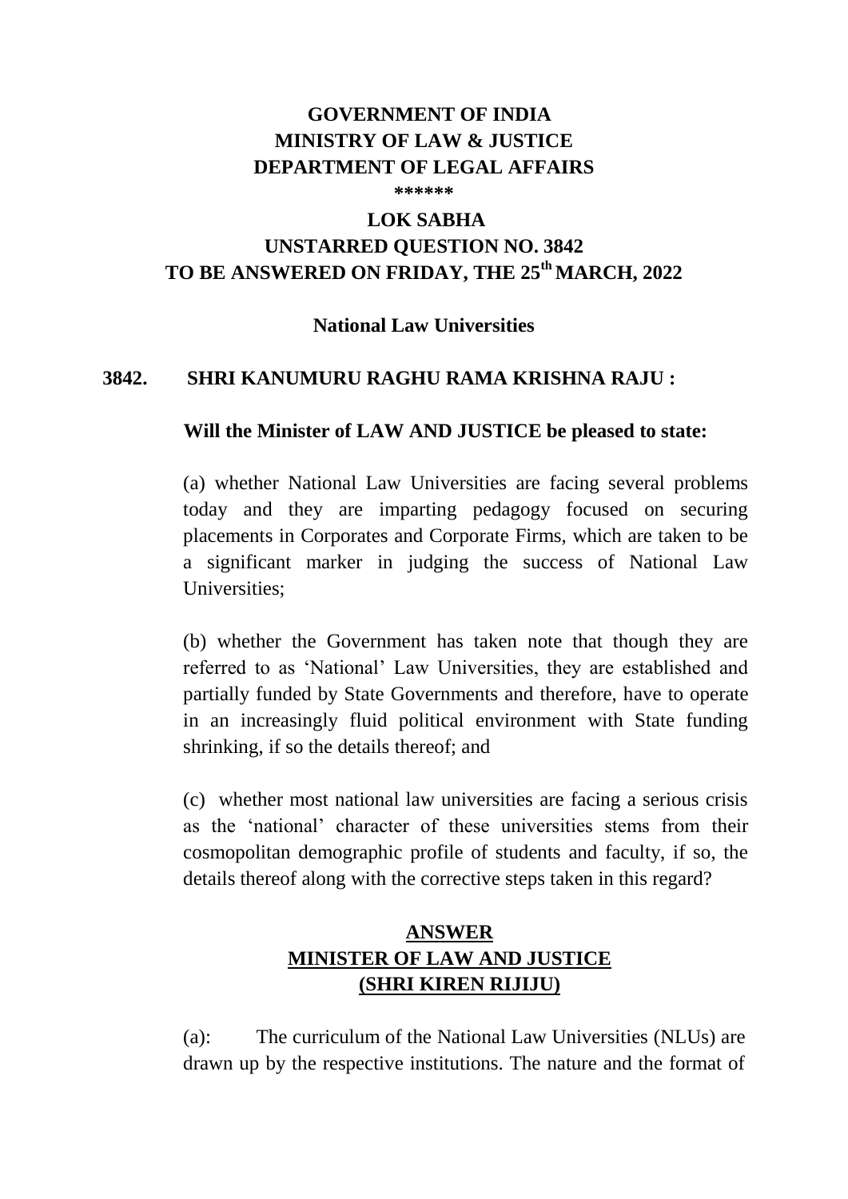**GOVERNMENT OF INDIA**
**MINISTRY OF LAW & JUSTICE**
**DEPARTMENT OF LEGAL AFFAIRS**
**\*\*\*\*\*\***

**LOK SABHA**
**UNSTARRED QUESTION NO. 3842**
**TO BE ANSWERED ON FRIDAY, THE 25th MARCH, 2022**

**National Law Universities**

**3842. SHRI KANUMURU RAGHU RAMA KRISHNA RAJU :**

**Will the Minister of LAW AND JUSTICE be pleased to state:**

(a) whether National Law Universities are facing several problems today and they are imparting pedagogy focused on securing placements in Corporates and Corporate Firms, which are taken to be a significant marker in judging the success of National Law Universities;

(b) whether the Government has taken note that though they are referred to as 'National' Law Universities, they are established and partially funded by State Governments and therefore, have to operate in an increasingly fluid political environment with State funding shrinking, if so the details thereof; and

(c) whether most national law universities are facing a serious crisis as the 'national' character of these universities stems from their cosmopolitan demographic profile of students and faculty, if so, the details thereof along with the corrective steps taken in this regard?

**ANSWER**
**MINISTER OF LAW AND JUSTICE**
**(SHRI KIREN RIJIJU)**

(a): The curriculum of the National Law Universities (NLUs) are drawn up by the respective institutions. The nature and the format of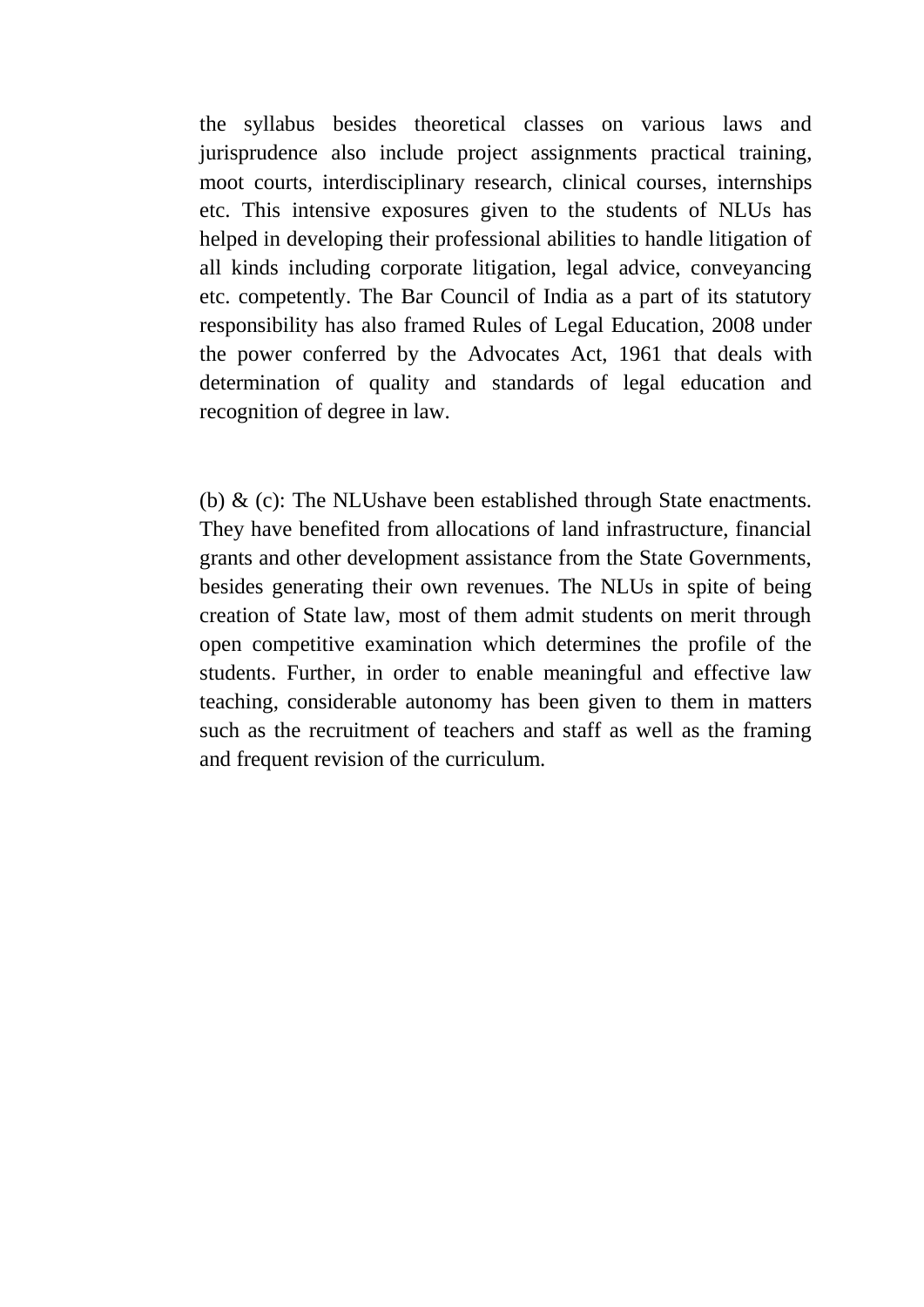the syllabus besides theoretical classes on various laws and jurisprudence also include project assignments practical training, moot courts, interdisciplinary research, clinical courses, internships etc. This intensive exposures given to the students of NLUs has helped in developing their professional abilities to handle litigation of all kinds including corporate litigation, legal advice, conveyancing etc. competently. The Bar Council of India as a part of its statutory responsibility has also framed Rules of Legal Education, 2008 under the power conferred by the Advocates Act, 1961 that deals with determination of quality and standards of legal education and recognition of degree in law.

(b) & (c): The NLUshave been established through State enactments. They have benefited from allocations of land infrastructure, financial grants and other development assistance from the State Governments, besides generating their own revenues. The NLUs in spite of being creation of State law, most of them admit students on merit through open competitive examination which determines the profile of the students. Further, in order to enable meaningful and effective law teaching, considerable autonomy has been given to them in matters such as the recruitment of teachers and staff as well as the framing and frequent revision of the curriculum.